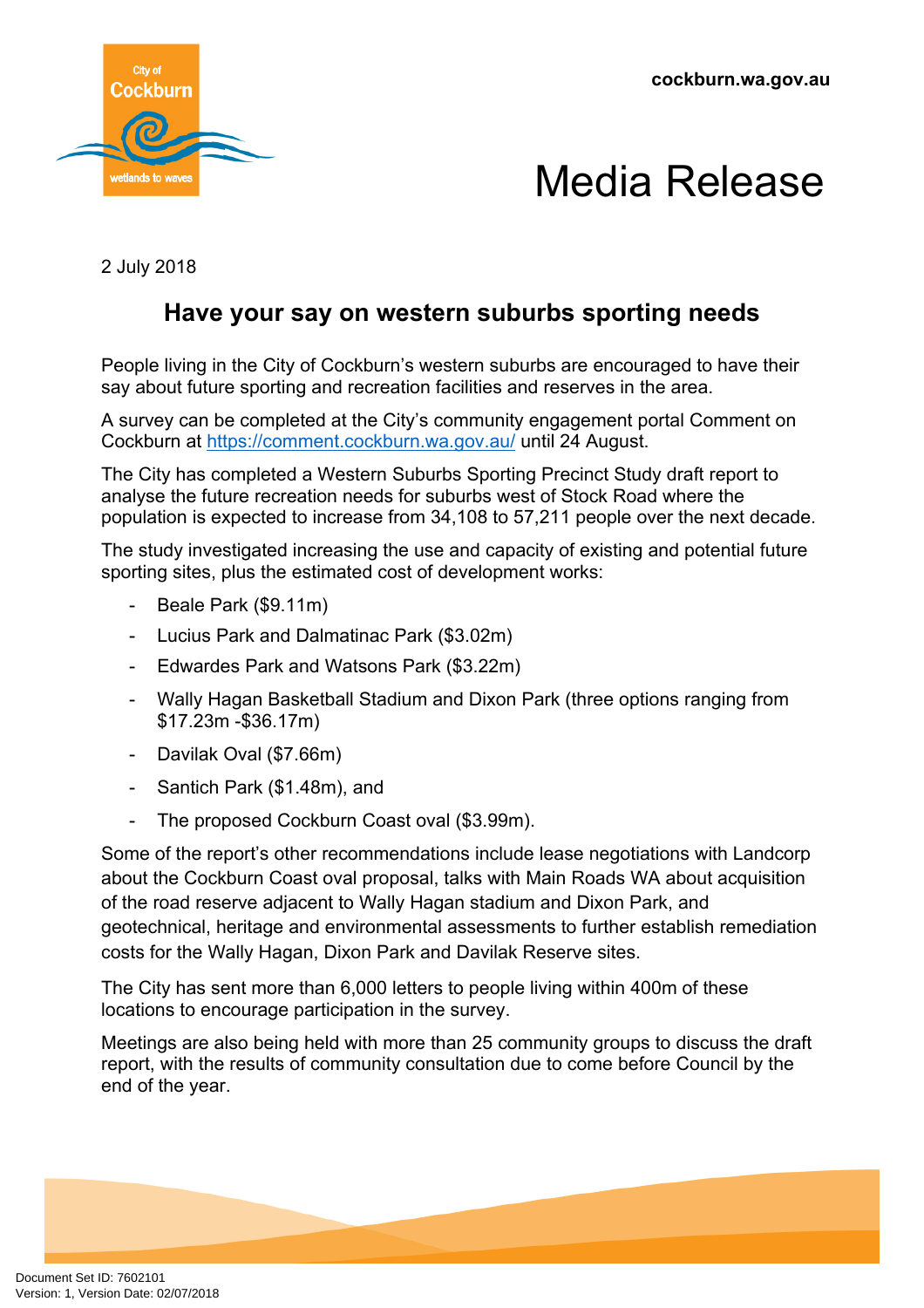cockburn.wa.gov.au

# Media Release

2 July 2018

## Have your say on western suburbs sporting needs

People living in the City of Cockburn's western suburbs are encouraged to have their say about future sporting and recreation facilities and reserves in the area.

A survey can be completed at the City's community engagement portal Comment on Cockburn at https://comment.cockburn.wa.gov.au/ until 24 August.

The City has completed a Western Suburbs Sporting Precinct Study draft report to analyse the future recreation needs for suburbs west of Stock Road where the population is expected to increase from 34,108 to 57,211 people over the next decade.

The study investigated increasing the use and capacity of existing and potential future sporting sites, plus the estimated cost of development works:

- Beale Park ($9.11m)
- Lucius Park and Dalmatinac Park ($3.02m)
- Edwardes Park and Watsons Park ($3.22m)
- Wally Hagan Basketball Stadium and Dixon Park (three options ranging from $17.23m -$36.17m)
- Davilak Oval ($7.66m)
- Santich Park ($1.48m), and
- The proposed Cockburn Coast oval ($3.99m).

Some of the report's other recommendations include lease negotiations with Landcorp about the Cockburn Coast oval proposal, talks with Main Roads WA about acquisition of the road reserve adjacent to Wally Hagan stadium and Dixon Park, and geotechnical, heritage and environmental assessments to further establish remediation costs for the Wally Hagan, Dixon Park and Davilak Reserve sites.

The City has sent more than 6,000 letters to people living within 400m of these locations to encourage participation in the survey.

Meetings are also being held with more than 25 community groups to discuss the draft report, with the results of community consultation due to come before Council by the end of the year.

Document Set ID: 7602101
Version: 1, Version Date: 02/07/2018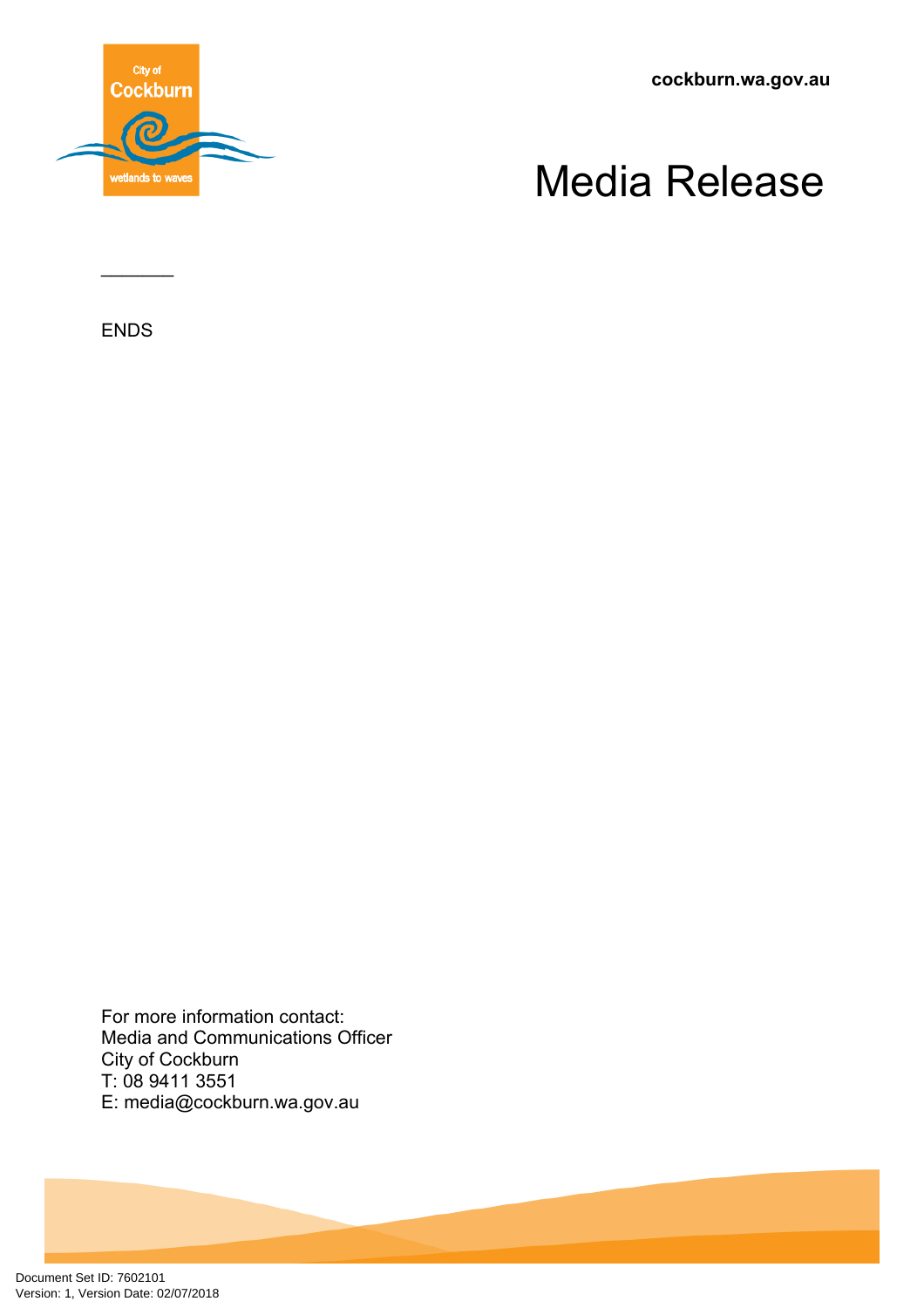cockburn.wa.gov.au

# Media Release

_______

ENDS

For more information contact:
Media and Communications Officer
City of Cockburn
T: 08 9411 3551
E: media@cockburn.wa.gov.au

Document Set ID: 7602101
Version: 1, Version Date: 02/07/2018